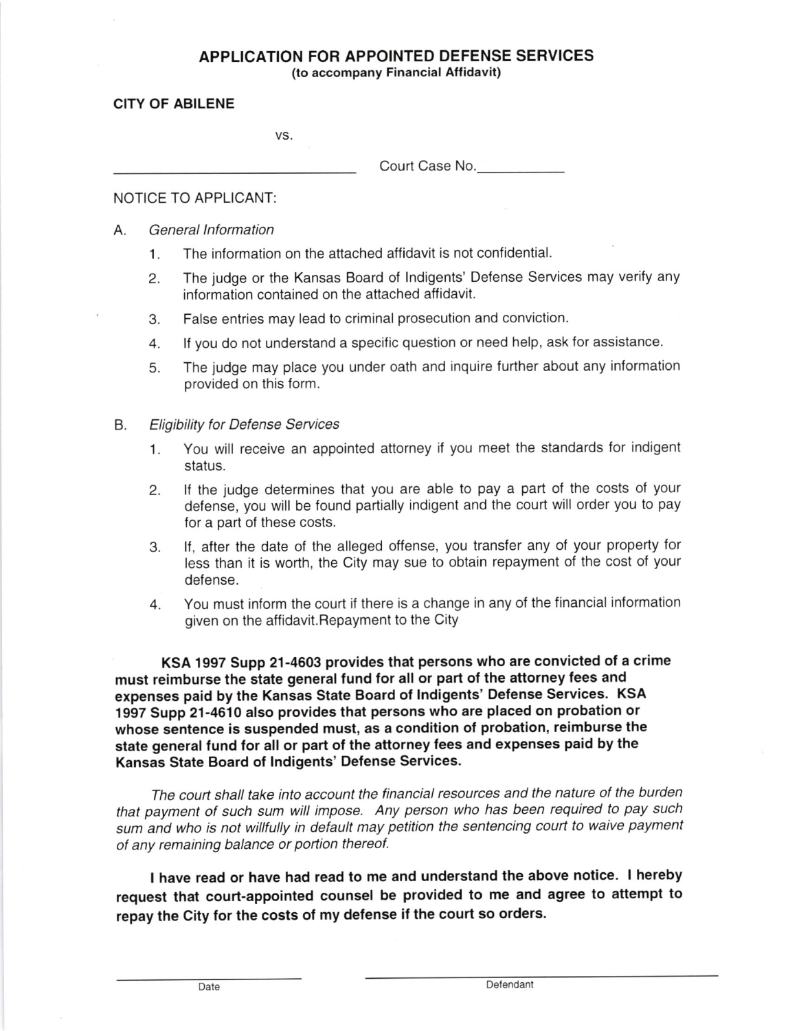## APPLICATION FOR APPOINTED DEFENSE SERVICES
(to accompany Financial Affidavit)

**CITY OF ABILENE**

vs.

_______________________________ Court Case No.___________

NOTICE TO APPLICANT:

A. *General Information*

1. The information on the attached affidavit is not confidential.
2. The judge or the Kansas Board of Indigents' Defense Services may verify any information contained on the attached affidavit.
3. False entries may lead to criminal prosecution and conviction.
4. If you do not understand a specific question or need help, ask for assistance.
5. The judge may place you under oath and inquire further about any information provided on this form.

B. *Eligibility for Defense Services*

1. You will receive an appointed attorney if you meet the standards for indigent status.
2. If the judge determines that you are able to pay a part of the costs of your defense, you will be found partially indigent and the court will order you to pay for a part of these costs.
3. If, after the date of the alleged offense, you transfer any of your property for less than it is worth, the City may sue to obtain repayment of the cost of your defense.
4. You must inform the court if there is a change in any of the financial information given on the affidavit.Repayment to the City

**KSA 1997 Supp 21-4603 provides that persons who are convicted of a crime must reimburse the state general fund for all or part of the attorney fees and expenses paid by the Kansas State Board of Indigents' Defense Services. KSA 1997 Supp 21-4610 also provides that persons who are placed on probation or whose sentence is suspended must, as a condition of probation, reimburse the state general fund for all or part of the attorney fees and expenses paid by the Kansas State Board of Indigents' Defense Services.**

*The court shall take into account the financial resources and the nature of the burden that payment of such sum will impose. Any person who has been required to pay such sum and who is not willfully in default may petition the sentencing court to waive payment of any remaining balance or portion thereof.*

**I have read or have had read to me and understand the above notice. I hereby request that court-appointed counsel be provided to me and agree to attempt to repay the City for the costs of my defense if the court so orders.**

_______________________ _______________________________

Date Defendant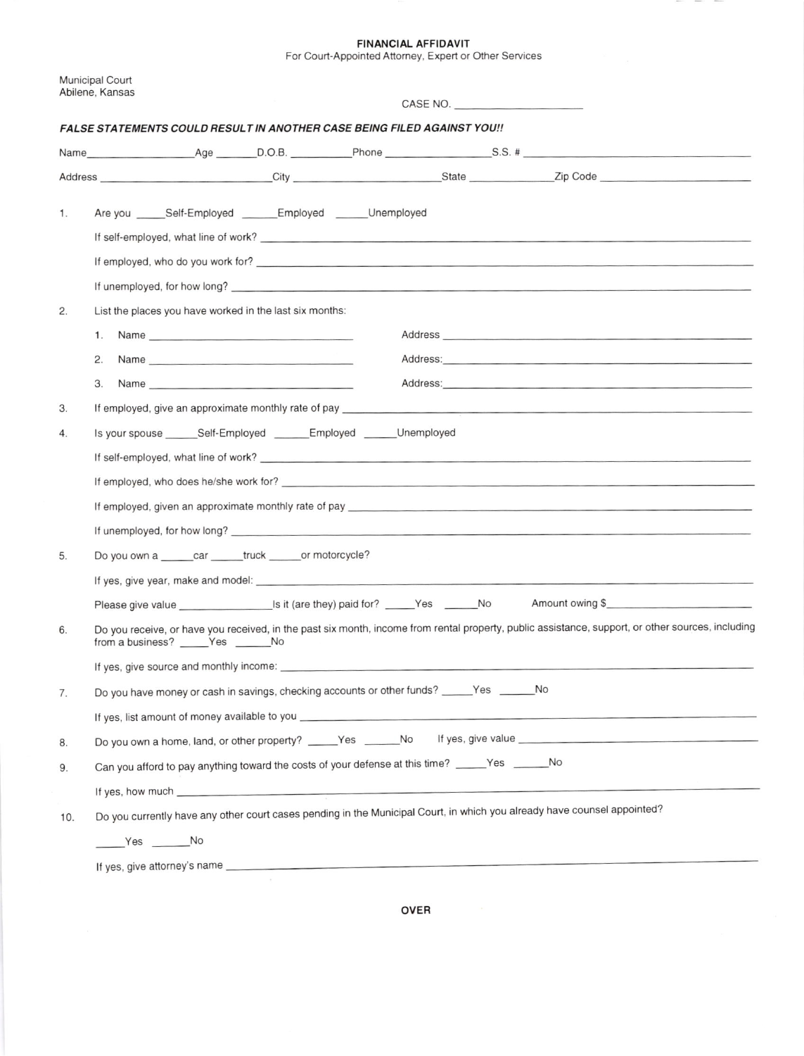# FINANCIAL AFFIDAVIT

For Court-Appointed Attorney, Expert or Other Services

Municipal Court
Abilene, Kansas

CASE NO. ____________________

***FALSE STATEMENTS COULD RESULT IN ANOTHER CASE BEING FILED AGAINST YOU!!***

Name__________________ Age _______ D.O.B. __________ Phone __________________ S.S. # ____________________________

Address ____________________________ City ______________________ State ______________ Zip Code ____________________

1. Are you _____Self-Employed ______Employed ______Unemployed

   If self-employed, what line of work? ____________________________________________

   If employed, who do you work for? ____________________________________________

   If unemployed, for how long? ____________________________________________

2. List the places you have worked in the last six months:

   1. Name ____________________________ Address ____________________________
   2. Name ____________________________ Address: ____________________________
   3. Name ____________________________ Address: ____________________________

3. If employed, give an approximate monthly rate of pay ____________________________________________

4. Is your spouse _____Self-Employed ______Employed ______Unemployed

   If self-employed, what line of work? ____________________________________________

   If employed, who does he/she work for? ____________________________________________

   If employed, given an approximate monthly rate of pay ____________________________________________

   If unemployed, for how long? ____________________________________________

5. Do you own a ______car ______truck ______or motorcycle?

   If yes, give year, make and model: ____________________________________________

   Please give value ________________ Is it (are they) paid for? _____Yes ______No Amount owing $____________________

6. Do you receive, or have you received, in the past six month, income from rental property, public assistance, support, or other sources, including from a business? _____Yes ______No

   If yes, give source and monthly income: ____________________________________________

7. Do you have money or cash in savings, checking accounts or other funds? _____Yes ______No

   If yes, list amount of money available to you ____________________________________________

8. Do you own a home, land, or other property? _____Yes ______No If yes, give value ____________________________

9. Can you afford to pay anything toward the costs of your defense at this time? _____Yes ______No

   If yes, how much ____________________________________________

10. Do you currently have any other court cases pending in the Municipal Court, in which you already have counsel appointed?

    _____Yes ______No

    If yes, give attorney's name ____________________________________________

OVER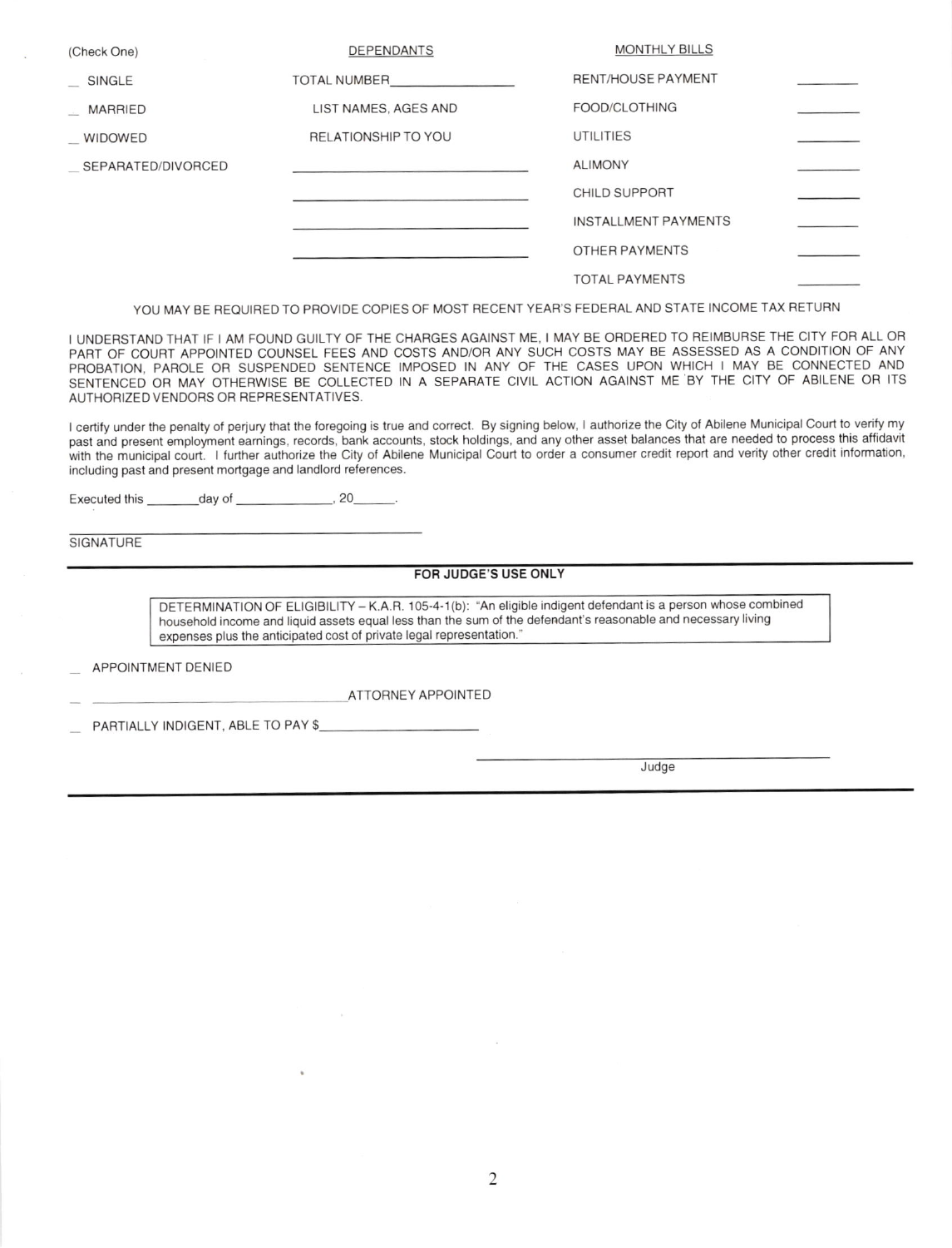| (Check One) | DEPENDANTS | MONTHLY BILLS | |
|---|---|---|---|
| _ SINGLE | TOTAL NUMBER________________ | RENT/HOUSE PAYMENT | ________ |
| _ MARRIED | LIST NAMES, AGES AND | FOOD/CLOTHING | ________ |
| _ WIDOWED | RELATIONSHIP TO YOU | UTILITIES | ________ |
| _ SEPARATED/DIVORCED | ____________________________ | ALIMONY | ________ |
| | ____________________________ | CHILD SUPPORT | ________ |
| | ____________________________ | INSTALLMENT PAYMENTS | ________ |
| | ____________________________ | OTHER PAYMENTS | ________ |
| | | TOTAL PAYMENTS | ________ |

YOU MAY BE REQUIRED TO PROVIDE COPIES OF MOST RECENT YEAR'S FEDERAL AND STATE INCOME TAX RETURN

I UNDERSTAND THAT IF I AM FOUND GUILTY OF THE CHARGES AGAINST ME, I MAY BE ORDERED TO REIMBURSE THE CITY FOR ALL OR PART OF COURT APPOINTED COUNSEL FEES AND COSTS AND/OR ANY SUCH COSTS MAY BE ASSESSED AS A CONDITION OF ANY PROBATION, PAROLE OR SUSPENDED SENTENCE IMPOSED IN ANY OF THE CASES UPON WHICH I MAY BE CONNECTED AND SENTENCED OR MAY OTHERWISE BE COLLECTED IN A SEPARATE CIVIL ACTION AGAINST ME BY THE CITY OF ABILENE OR ITS AUTHORIZED VENDORS OR REPRESENTATIVES.

I certify under the penalty of perjury that the foregoing is true and correct. By signing below, I authorize the City of Abilene Municipal Court to verify my past and present employment earnings, records, bank accounts, stock holdings, and any other asset balances that are needed to process this affidavit with the municipal court. I further authorize the City of Abilene Municipal Court to order a consumer credit report and verity other credit information, including past and present mortgage and landlord references.

Executed this ________day of ______________, 20______.

______________________________________________

SIGNATURE

---

**FOR JUDGE'S USE ONLY**

DETERMINATION OF ELIGIBILITY – K.A.R. 105-4-1(b): "An eligible indigent defendant is a person whose combined household income and liquid assets equal less than the sum of the defendant's reasonable and necessary living expenses plus the anticipated cost of private legal representation."

_ APPOINTMENT DENIED

_ ____________________________________ATTORNEY APPOINTED

_ PARTIALLY INDIGENT, ABLE TO PAY $______________________

______________________________________________

Judge